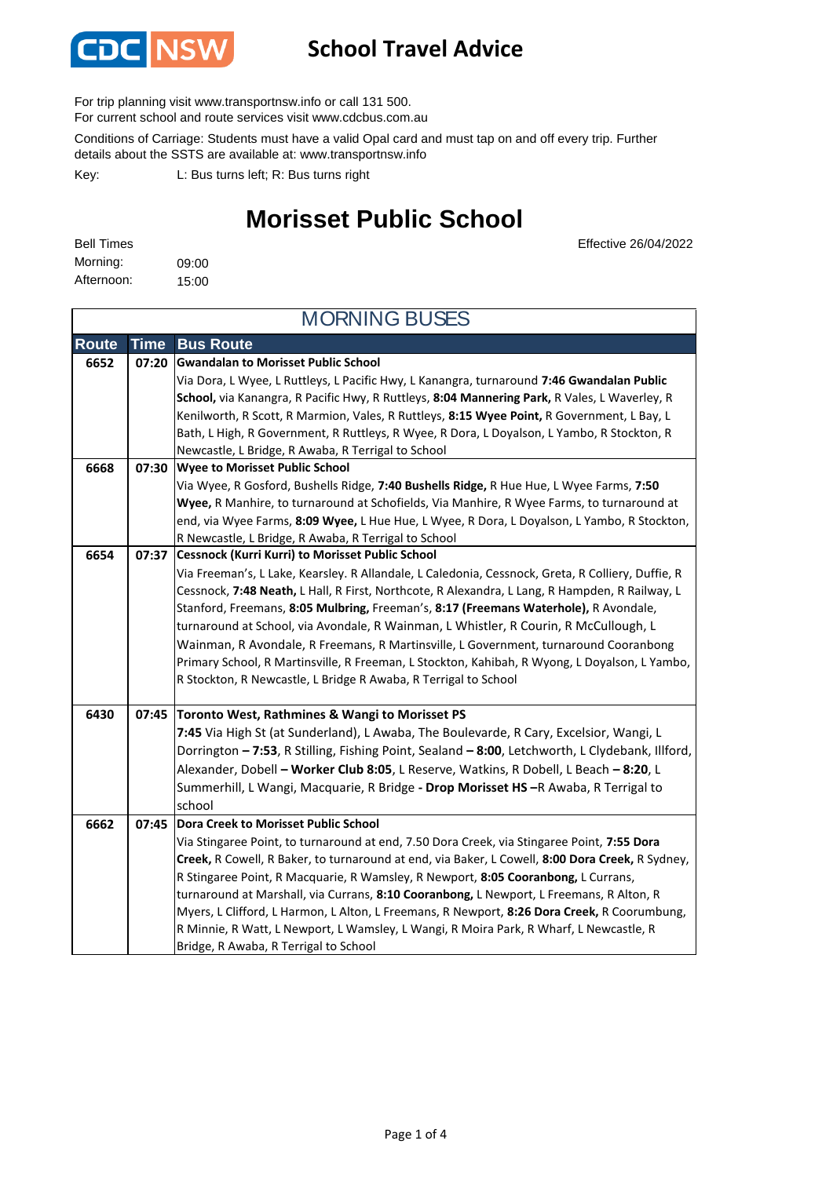CDC NSW

# School Travel Advice

For trip planning visit www.transportnsw.info or call 131 500.
For current school and route services visit www.cdcbus.com.au

Conditions of Carriage: Students must have a valid Opal card and must tap on and off every trip. Further details about the SSTS are available at: www.transportnsw.info

Key: L: Bus turns left; R: Bus turns right

## Morisset Public School

Effective 26/04/2022

Bell Times
Morning: 09:00
Afternoon: 15:00

| MORNING BUSES | | |
|---|---|---|
| **Route** | **Time** | **Bus Route** |
| 6652 | 07:20 | **Gwandalan to Morisset Public School** Via Dora, L Wyee, L Ruttleys, L Pacific Hwy, L Kanangra, turnaround **7:46 Gwandalan Public School,** via Kanangra, R Pacific Hwy, R Ruttleys, **8:04 Mannering Park,** R Vales, L Waverley, R Kenilworth, R Scott, R Marmion, Vales, R Ruttleys, **8:15 Wyee Point,** R Government, L Bay, L Bath, L High, R Government, R Ruttleys, R Wyee, R Dora, L Doyalson, L Yambo, R Stockton, R Newcastle, L Bridge, R Awaba, R Terrigal to School |
| 6668 | 07:30 | **Wyee to Morisset Public School** Via Wyee, R Gosford, Bushells Ridge, **7:40 Bushells Ridge,** R Hue Hue, L Wyee Farms, **7:50 Wyee,** R Manhire, to turnaround at Schofields, Via Manhire, R Wyee Farms, to turnaround at end, via Wyee Farms, **8:09 Wyee,** L Hue Hue, L Wyee, R Dora, L Doyalson, L Yambo, R Stockton, R Newcastle, L Bridge, R Awaba, R Terrigal to School |
| 6654 | 07:37 | **Cessnock (Kurri Kurri) to Morisset Public School** Via Freeman's, L Lake, Kearsley. R Allandale, L Caledonia, Cessnock, Greta, R Colliery, Duffie, R Cessnock, **7:48 Neath,** L Hall, R First, Northcote, R Alexandra, L Lang, R Hampden, R Railway, L Stanford, Freemans, **8:05 Mulbring,** Freeman's, **8:17 (Freemans Waterhole),** R Avondale, turnaround at School, via Avondale, R Wainman, L Whistler, R Courin, R McCullough, L Wainman, R Avondale, R Freemans, R Martinsville, L Government, turnaround Cooranbong Primary School, R Martinsville, R Freeman, L Stockton, Kahibah, R Wyong, L Doyalson, L Yambo, R Stockton, R Newcastle, L Bridge R Awaba, R Terrigal to School |
| 6430 | 07:45 | **Toronto West, Rathmines & Wangi to Morisset PS** **7:45** Via High St (at Sunderland), L Awaba, The Boulevarde, R Cary, Excelsior, Wangi, L Dorrington **– 7:53**, R Stilling, Fishing Point, Sealand **– 8:00**, Letchworth, L Clydebank, Illford, Alexander, Dobell **– Worker Club 8:05**, L Reserve, Watkins, R Dobell, L Beach **– 8:20**, L Summerhill, L Wangi, Macquarie, R Bridge **- Drop Morisset HS –**R Awaba, R Terrigal to school |
| 6662 | 07:45 | **Dora Creek to Morisset Public School** Via Stingaree Point, to turnaround at end, 7.50 Dora Creek, via Stingaree Point, **7:55 Dora Creek,** R Cowell, R Baker, to turnaround at end, via Baker, L Cowell, **8:00 Dora Creek,** R Sydney, R Stingaree Point, R Macquarie, R Wamsley, R Newport, **8:05 Cooranbong,** L Currans, turnaround at Marshall, via Currans, **8:10 Cooranbong,** L Newport, L Freemans, R Alton, R Myers, L Clifford, L Harmon, L Alton, L Freemans, R Newport, **8:26 Dora Creek,** R Coorumbung, R Minnie, R Watt, L Newport, L Wamsley, L Wangi, R Moira Park, R Wharf, L Newcastle, R Bridge, R Awaba, R Terrigal to School |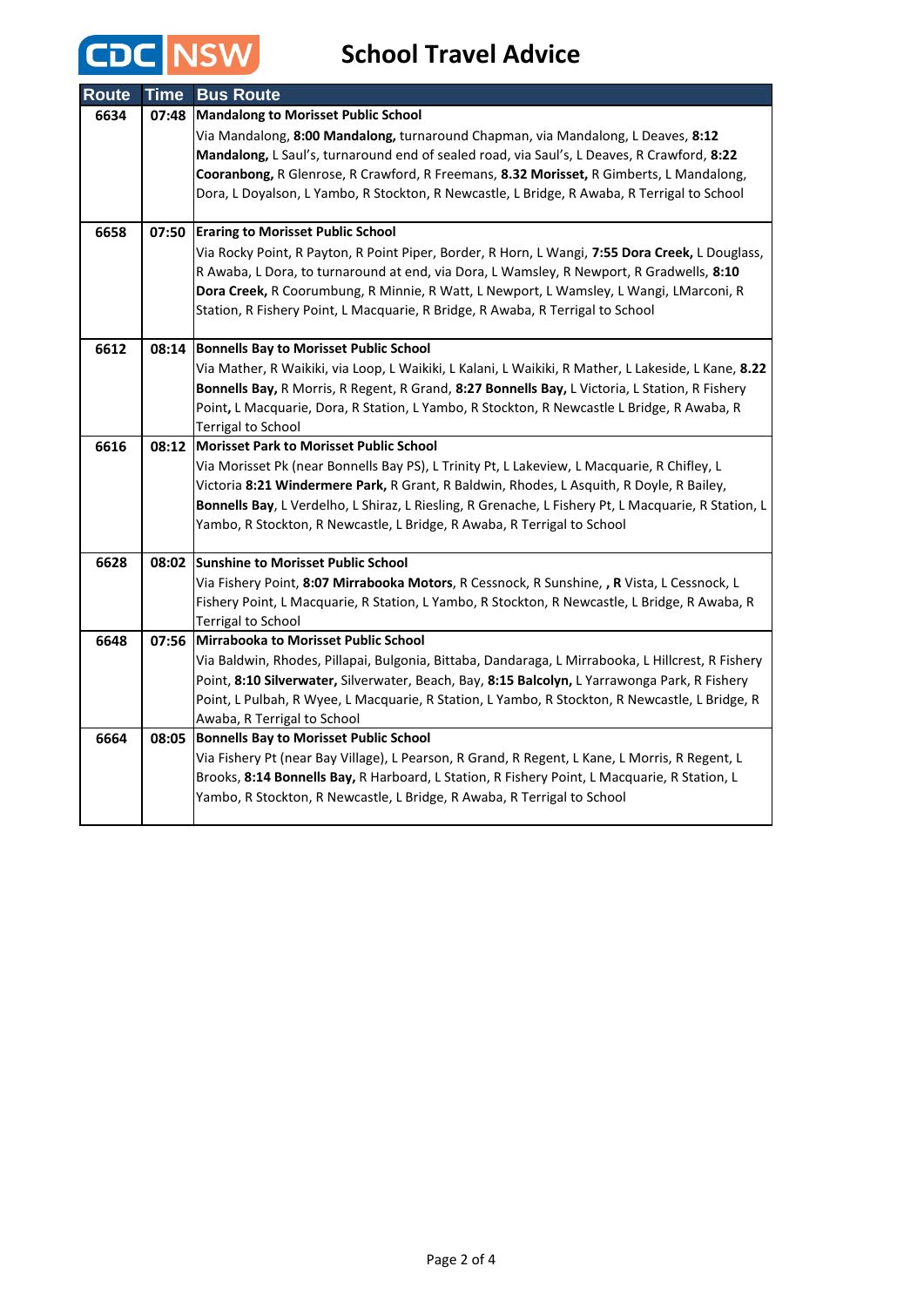# CDC NSW School Travel Advice

| Route | Time | Bus Route |
|---|---|---|
| 6634 | 07:48 | **Mandalong to Morisset Public School**<br>Via Mandalong, **8:00 Mandalong,** turnaround Chapman, via Mandalong, L Deaves, **8:12 Mandalong,** L Saul's, turnaround end of sealed road, via Saul's, L Deaves, R Crawford, **8:22 Cooranbong,** R Glenrose, R Crawford, R Freemans, **8.32 Morisset,** R Gimberts, L Mandalong, Dora, L Doyalson, L Yambo, R Stockton, R Newcastle, L Bridge, R Awaba, R Terrigal to School |
| 6658 | 07:50 | **Eraring to Morisset Public School**<br>Via Rocky Point, R Payton, R Point Piper, Border, R Horn, L Wangi, **7:55 Dora Creek,** L Douglass, R Awaba, L Dora, to turnaround at end, via Dora, L Wamsley, R Newport, R Gradwells, **8:10 Dora Creek,** R Coorumbung, R Minnie, R Watt, L Newport, L Wamsley, L Wangi, LMarconi, R Station, R Fishery Point, L Macquarie, R Bridge, R Awaba, R Terrigal to School |
| 6612 | 08:14 | **Bonnells Bay to Morisset Public School**<br>Via Mather, R Waikiki, via Loop, L Waikiki, L Kalani, L Waikiki, R Mather, L Lakeside, L Kane, **8.22 Bonnells Bay,** R Morris, R Regent, R Grand, **8:27 Bonnells Bay,** L Victoria, L Station, R Fishery Point**,** L Macquarie, Dora, R Station, L Yambo, R Stockton, R Newcastle L Bridge, R Awaba, R Terrigal to School |
| 6616 | 08:12 | **Morisset Park to Morisset Public School**<br>Via Morisset Pk (near Bonnells Bay PS), L Trinity Pt, L Lakeview, L Macquarie, R Chifley, L Victoria **8:21 Windermere Park,** R Grant, R Baldwin, Rhodes, L Asquith, R Doyle, R Bailey, **Bonnells Bay**, L Verdelho, L Shiraz, L Riesling, R Grenache, L Fishery Pt, L Macquarie, R Station, L Yambo, R Stockton, R Newcastle, L Bridge, R Awaba, R Terrigal to School |
| 6628 | 08:02 | **Sunshine to Morisset Public School**<br>Via Fishery Point, **8:07 Mirrabooka Motors**, R Cessnock, R Sunshine, **, R** Vista, L Cessnock, L Fishery Point, L Macquarie, R Station, L Yambo, R Stockton, R Newcastle, L Bridge, R Awaba, R Terrigal to School |
| 6648 | 07:56 | **Mirrabooka to Morisset Public School**<br>Via Baldwin, Rhodes, Pillapai, Bulgonia, Bittaba, Dandaraga, L Mirrabooka, L Hillcrest, R Fishery Point, **8:10 Silverwater,** Silverwater, Beach, Bay, **8:15 Balcolyn,** L Yarrawonga Park, R Fishery Point, L Pulbah, R Wyee, L Macquarie, R Station, L Yambo, R Stockton, R Newcastle, L Bridge, R Awaba, R Terrigal to School |
| 6664 | 08:05 | **Bonnells Bay to Morisset Public School**<br>Via Fishery Pt (near Bay Village), L Pearson, R Grand, R Regent, L Kane, L Morris, R Regent, L Brooks, **8:14 Bonnells Bay,** R Harboard, L Station, R Fishery Point, L Macquarie, R Station, L Yambo, R Stockton, R Newcastle, L Bridge, R Awaba, R Terrigal to School |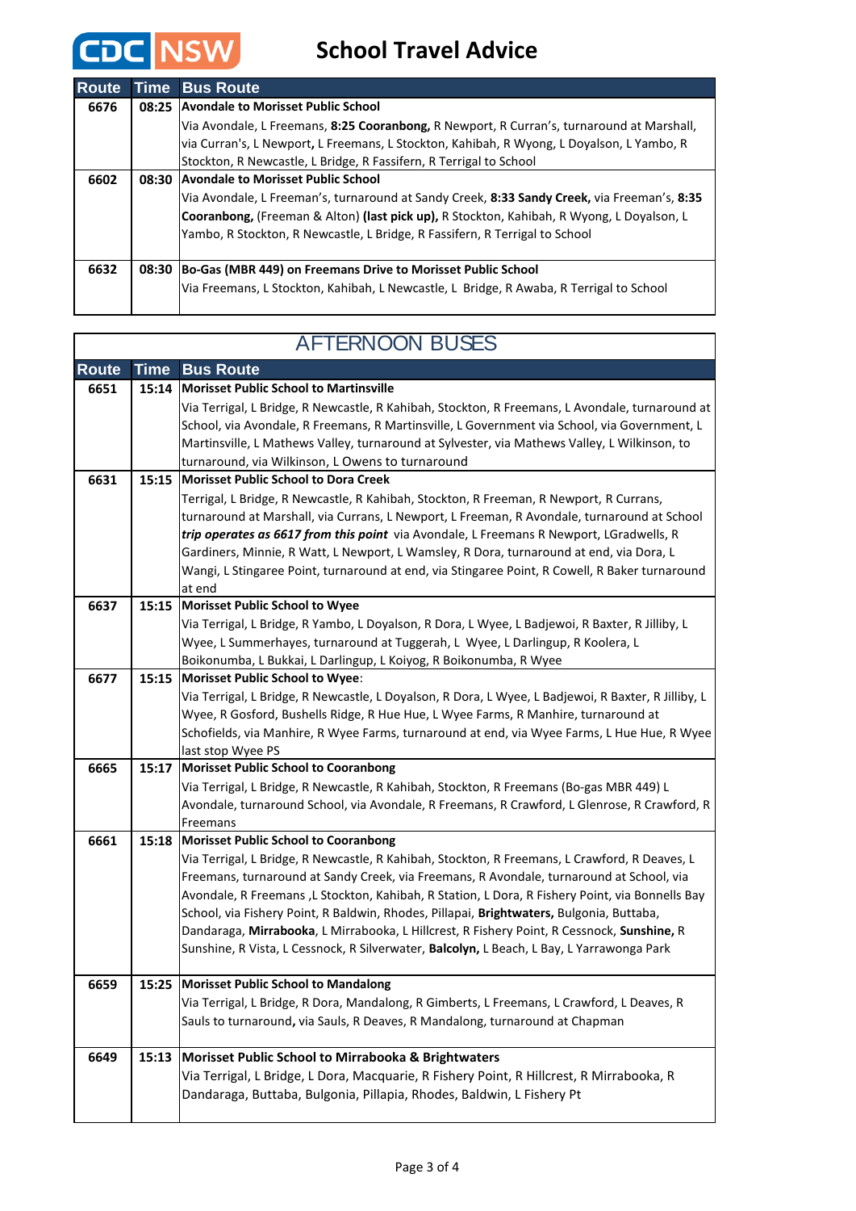# School Travel Advice

| Route | Time | Bus Route |
|---|---|---|
| 6676 | 08:25 | **Avondale to Morisset Public School**<br>Via Avondale, L Freemans, **8:25 Cooranbong,** R Newport, R Curran's, turnaround at Marshall, via Curran's, L Newport**,** L Freemans, L Stockton, Kahibah, R Wyong, L Doyalson, L Yambo, R Stockton, R Newcastle, L Bridge, R Fassifern, R Terrigal to School |
| 6602 | 08:30 | **Avondale to Morisset Public School**<br>Via Avondale, L Freeman's, turnaround at Sandy Creek, **8:33 Sandy Creek,** via Freeman's, **8:35 Cooranbong,** (Freeman & Alton) **(last pick up),** R Stockton, Kahibah, R Wyong, L Doyalson, L Yambo, R Stockton, R Newcastle, L Bridge, R Fassifern, R Terrigal to School |
| 6632 | 08:30 | **Bo-Gas (MBR 449) on Freemans Drive to Morisset Public School**<br>Via Freemans, L Stockton, Kahibah, L Newcastle, L Bridge, R Awaba, R Terrigal to School |

## AFTERNOON BUSES

| Route | Time | Bus Route |
|---|---|---|
| 6651 | 15:14 | **Morisset Public School to Martinsville**<br>Via Terrigal, L Bridge, R Newcastle, R Kahibah, Stockton, R Freemans, L Avondale, turnaround at School, via Avondale, R Freemans, R Martinsville, L Government via School, via Government, L Martinsville, L Mathews Valley, turnaround at Sylvester, via Mathews Valley, L Wilkinson, to turnaround, via Wilkinson, L Owens to turnaround |
| 6631 | 15:15 | **Morisset Public School to Dora Creek**<br>Terrigal, L Bridge, R Newcastle, R Kahibah, Stockton, R Freeman, R Newport, R Currans, turnaround at Marshall, via Currans, L Newport, L Freeman, R Avondale, turnaround at School ***trip operates as 6617 from this point*** via Avondale, L Freemans R Newport, LGradwells, R Gardiners, Minnie, R Watt, L Newport, L Wamsley, R Dora, turnaround at end, via Dora, L Wangi, L Stingaree Point, turnaround at end, via Stingaree Point, R Cowell, R Baker turnaround at end |
| 6637 | 15:15 | **Morisset Public School to Wyee**<br>Via Terrigal, L Bridge, R Yambo, L Doyalson, R Dora, L Wyee, L Badjewoi, R Baxter, R Jilliby, L Wyee, L Summerhayes, turnaround at Tuggerah, L Wyee, L Darlingup, R Koolera, L Boikonumba, L Bukkai, L Darlingup, L Koiyog, R Boikonumba, R Wyee |
| 6677 | 15:15 | **Morisset Public School to Wyee**:<br>Via Terrigal, L Bridge, R Newcastle, L Doyalson, R Dora, L Wyee, L Badjewoi, R Baxter, R Jilliby, L Wyee, R Gosford, Bushells Ridge, R Hue Hue, L Wyee Farms, R Manhire, turnaround at Schofields, via Manhire, R Wyee Farms, turnaround at end, via Wyee Farms, L Hue Hue, R Wyee last stop Wyee PS |
| 6665 | 15:17 | **Morisset Public School to Cooranbong**<br>Via Terrigal, L Bridge, R Newcastle, R Kahibah, Stockton, R Freemans (Bo-gas MBR 449) L Avondale, turnaround School, via Avondale, R Freemans, R Crawford, L Glenrose, R Crawford, R Freemans |
| 6661 | 15:18 | **Morisset Public School to Cooranbong**<br>Via Terrigal, L Bridge, R Newcastle, R Kahibah, Stockton, R Freemans, L Crawford, R Deaves, L Freemans, turnaround at Sandy Creek, via Freemans, R Avondale, turnaround at School, via Avondale, R Freemans ,L Stockton, Kahibah, R Station, L Dora, R Fishery Point, via Bonnells Bay School, via Fishery Point, R Baldwin, Rhodes, Pillapai, **Brightwaters,** Bulgonia, Buttaba, Dandaraga, **Mirrabooka,** L Mirrabooka, L Hillcrest, R Fishery Point, R Cessnock, **Sunshine,** R Sunshine, R Vista, L Cessnock, R Silverwater, **Balcolyn,** L Beach, L Bay, L Yarrawonga Park |
| 6659 | 15:25 | **Morisset Public School to Mandalong**<br>Via Terrigal, L Bridge, R Dora, Mandalong, R Gimberts, L Freemans, L Crawford, L Deaves, R Sauls to turnaround**,** via Sauls, R Deaves, R Mandalong, turnaround at Chapman |
| 6649 | 15:13 | **Morisset Public School to Mirrabooka & Brightwaters**<br>Via Terrigal, L Bridge, L Dora, Macquarie, R Fishery Point, R Hillcrest, R Mirrabooka, R Dandaraga, Buttaba, Bulgonia, Pillapia, Rhodes, Baldwin, L Fishery Pt |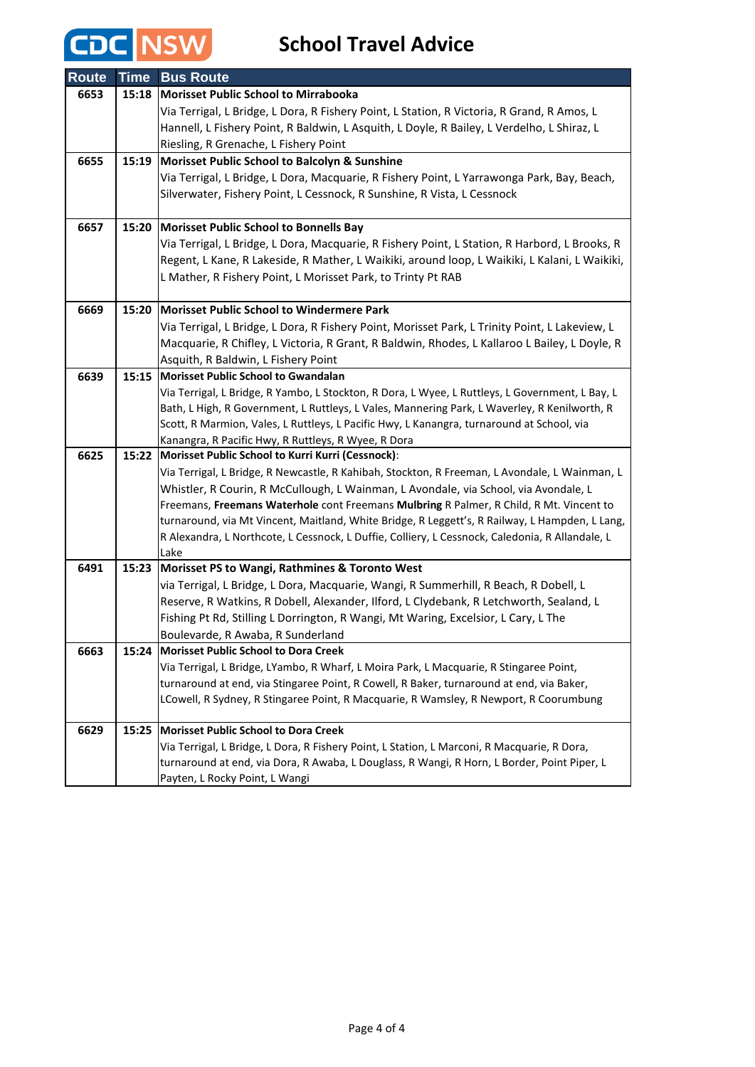# School Travel Advice

| Route | Time | Bus Route |
|---|---|---|
| 6653 | 15:18 | **Morisset Public School to Mirrabooka** Via Terrigal, L Bridge, L Dora, R Fishery Point, L Station, R Victoria, R Grand, R Amos, L Hannell, L Fishery Point, R Baldwin, L Asquith, L Doyle, R Bailey, L Verdelho, L Shiraz, L Riesling, R Grenache, L Fishery Point |
| 6655 | 15:19 | **Morisset Public School to Balcolyn & Sunshine** Via Terrigal, L Bridge, L Dora, Macquarie, R Fishery Point, L Yarrawonga Park, Bay, Beach, Silverwater, Fishery Point, L Cessnock, R Sunshine, R Vista, L Cessnock |
| 6657 | 15:20 | **Morisset Public School to Bonnells Bay** Via Terrigal, L Bridge, L Dora, Macquarie, R Fishery Point, L Station, R Harbord, L Brooks, R Regent, L Kane, R Lakeside, R Mather, L Waikiki, around loop, L Waikiki, L Kalani, L Waikiki, L Mather, R Fishery Point, L Morisset Park, to Trinty Pt RAB |
| 6669 | 15:20 | **Morisset Public School to Windermere Park** Via Terrigal, L Bridge, L Dora, R Fishery Point, Morisset Park, L Trinity Point, L Lakeview, L Macquarie, R Chifley, L Victoria, R Grant, R Baldwin, Rhodes, L Kallaroo L Bailey, L Doyle, R Asquith, R Baldwin, L Fishery Point |
| 6639 | 15:15 | **Morisset Public School to Gwandalan** Via Terrigal, L Bridge, R Yambo, L Stockton, R Dora, L Wyee, L Ruttleys, L Government, L Bay, L Bath, L High, R Government, L Ruttleys, L Vales, Mannering Park, L Waverley, R Kenilworth, R Scott, R Marmion, Vales, L Ruttleys, L Pacific Hwy, L Kanangra, turnaround at School, via Kanangra, R Pacific Hwy, R Ruttleys, R Wyee, R Dora |
| 6625 | 15:22 | **Morisset Public School to Kurri Kurri (Cessnock)**: Via Terrigal, L Bridge, R Newcastle, R Kahibah, Stockton, R Freeman, L Avondale, L Wainman, L Whistler, R Courin, R McCullough, L Wainman, L Avondale, via School, via Avondale, L Freemans, **Freemans Waterhole** cont Freemans **Mulbring** R Palmer, R Child, R Mt. Vincent to turnaround, via Mt Vincent, Maitland, White Bridge, R Leggett's, R Railway, L Hampden, L Lang, R Alexandra, L Northcote, L Cessnock, L Duffie, Colliery, L Cessnock, Caledonia, R Allandale, L Lake |
| 6491 | 15:23 | **Morisset PS to Wangi, Rathmines & Toronto West** via Terrigal, L Bridge, L Dora, Macquarie, Wangi, R Summerhill, R Beach, R Dobell, L Reserve, R Watkins, R Dobell, Alexander, Ilford, L Clydebank, R Letchworth, Sealand, L Fishing Pt Rd, Stilling L Dorrington, R Wangi, Mt Waring, Excelsior, L Cary, L The Boulevarde, R Awaba, R Sunderland |
| 6663 | 15:24 | **Morisset Public School to Dora Creek** Via Terrigal, L Bridge, LYambo, R Wharf, L Moira Park, L Macquarie, R Stingaree Point, turnaround at end, via Stingaree Point, R Cowell, R Baker, turnaround at end, via Baker, LCowell, R Sydney, R Stingaree Point, R Macquarie, R Wamsley, R Newport, R Coorumbung |
| 6629 | 15:25 | **Morisset Public School to Dora Creek** Via Terrigal, L Bridge, L Dora, R Fishery Point, L Station, L Marconi, R Macquarie, R Dora, turnaround at end, via Dora, R Awaba, L Douglass, R Wangi, R Horn, L Border, Point Piper, L Payten, L Rocky Point, L Wangi |